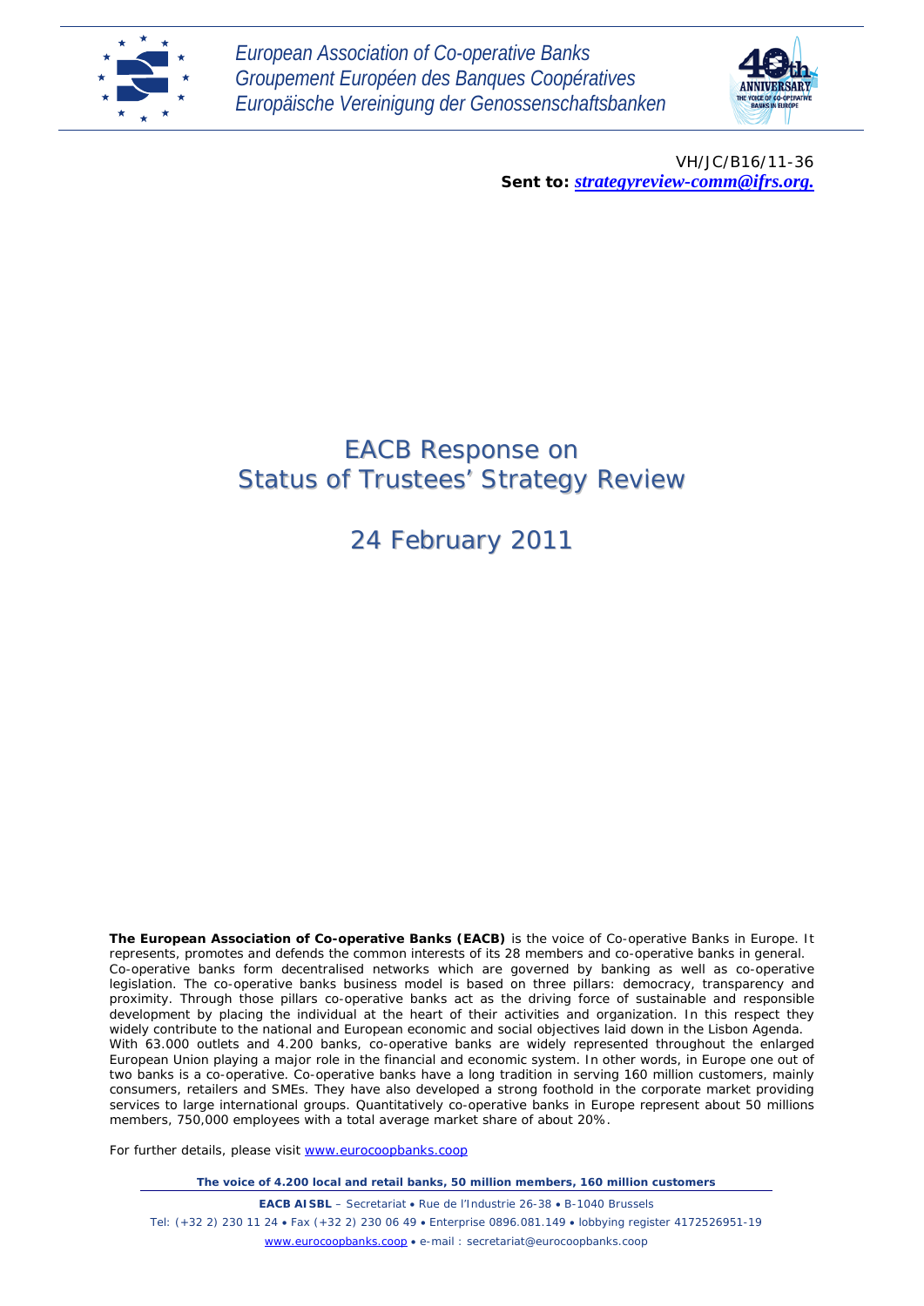European Association of Co-operative Banks
Groupement Européen des Banques Coopératives
Europäische Vereinigung der Genossenschaftsbanken

VH/JC/B16/11-36
**Sent to:** ***strategyreview-comm@ifrs.org.***

# EACB Response on Status of Trustees' Strategy Review

## 24 February 2011

**The European Association of Co-operative Banks (EACB)** is the voice of Co-operative Banks in Europe. It represents, promotes and defends the common interests of its 28 members and co-operative banks in general. Co-operative banks form decentralised networks which are governed by banking as well as co-operative legislation. The co-operative banks business model is based on three pillars: democracy, transparency and proximity. Through those pillars co-operative banks act as the driving force of sustainable and responsible development by placing the individual at the heart of their activities and organization. In this respect they widely contribute to the national and European economic and social objectives laid down in the Lisbon Agenda.
With 63.000 outlets and 4.200 banks, co-operative banks are widely represented throughout the enlarged European Union playing a major role in the financial and economic system. In other words, in Europe one out of two banks is a co-operative. Co-operative banks have a long tradition in serving 160 million customers, mainly consumers, retailers and SMEs. They have also developed a strong foothold in the corporate market providing services to large international groups. Quantitatively co-operative banks in Europe represent about 50 millions members, 750,000 employees with a total average market share of about 20%.

For further details, please visit www.eurocoopbanks.coop

**The voice of 4.200 local and retail banks, 50 million members, 160 million customers**

**EACB AISBL** – Secretariat • Rue de l'Industrie 26-38 • B-1040 Brussels
Tel: (+32 2) 230 11 24 • Fax (+32 2) 230 06 49 • Enterprise 0896.081.149 • lobbying register 4172526951-19
www.eurocoopbanks.coop • e-mail : secretariat@eurocoopbanks.coop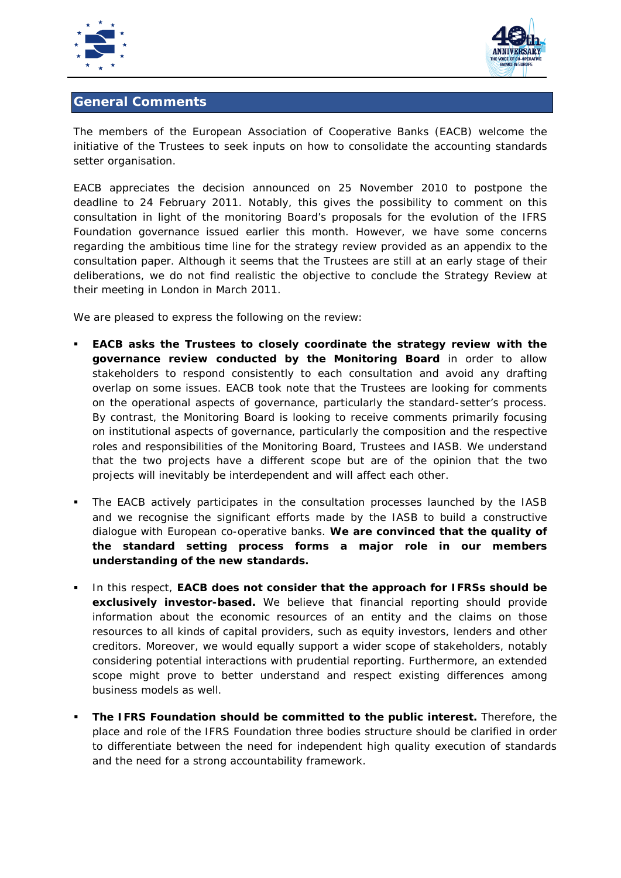## General Comments

The members of the European Association of Cooperative Banks (EACB) welcome the initiative of the Trustees to seek inputs on how to consolidate the accounting standards setter organisation.

EACB appreciates the decision announced on 25 November 2010 to postpone the deadline to 24 February 2011. Notably, this gives the possibility to comment on this consultation in light of the monitoring Board's proposals for the evolution of the IFRS Foundation governance issued earlier this month. However, we have some concerns regarding the ambitious time line for the strategy review provided as an appendix to the consultation paper. Although it seems that the Trustees are still at an early stage of their deliberations, we do not find realistic the objective to conclude the Strategy Review at their meeting in London in March 2011.

We are pleased to express the following on the review:

- **EACB asks the Trustees to closely coordinate the strategy review with the governance review conducted by the Monitoring Board** in order to allow stakeholders to respond consistently to each consultation and avoid any drafting overlap on some issues. EACB took note that the Trustees are looking for comments on the operational aspects of governance, particularly the standard-setter's process. By contrast, the Monitoring Board is looking to receive comments primarily focusing on institutional aspects of governance, particularly the composition and the respective roles and responsibilities of the Monitoring Board, Trustees and IASB. We understand that the two projects have a different scope but are of the opinion that the two projects will inevitably be interdependent and will affect each other.

- The EACB actively participates in the consultation processes launched by the IASB and we recognise the significant efforts made by the IASB to build a constructive dialogue with European co-operative banks. **We are convinced that the quality of the standard setting process forms a major role in our members understanding of the new standards.**

- In this respect, **EACB does not consider that the approach for IFRSs should be exclusively investor-based.** We believe that financial reporting should provide information about the economic resources of an entity and the claims on those resources to all kinds of capital providers, such as equity investors, lenders and other creditors. Moreover, we would equally support a wider scope of stakeholders, notably considering potential interactions with prudential reporting. Furthermore, an extended scope might prove to better understand and respect existing differences among business models as well.

- **The IFRS Foundation should be committed to the public interest.** Therefore, the place and role of the IFRS Foundation three bodies structure should be clarified in order to differentiate between the need for independent high quality execution of standards and the need for a strong accountability framework.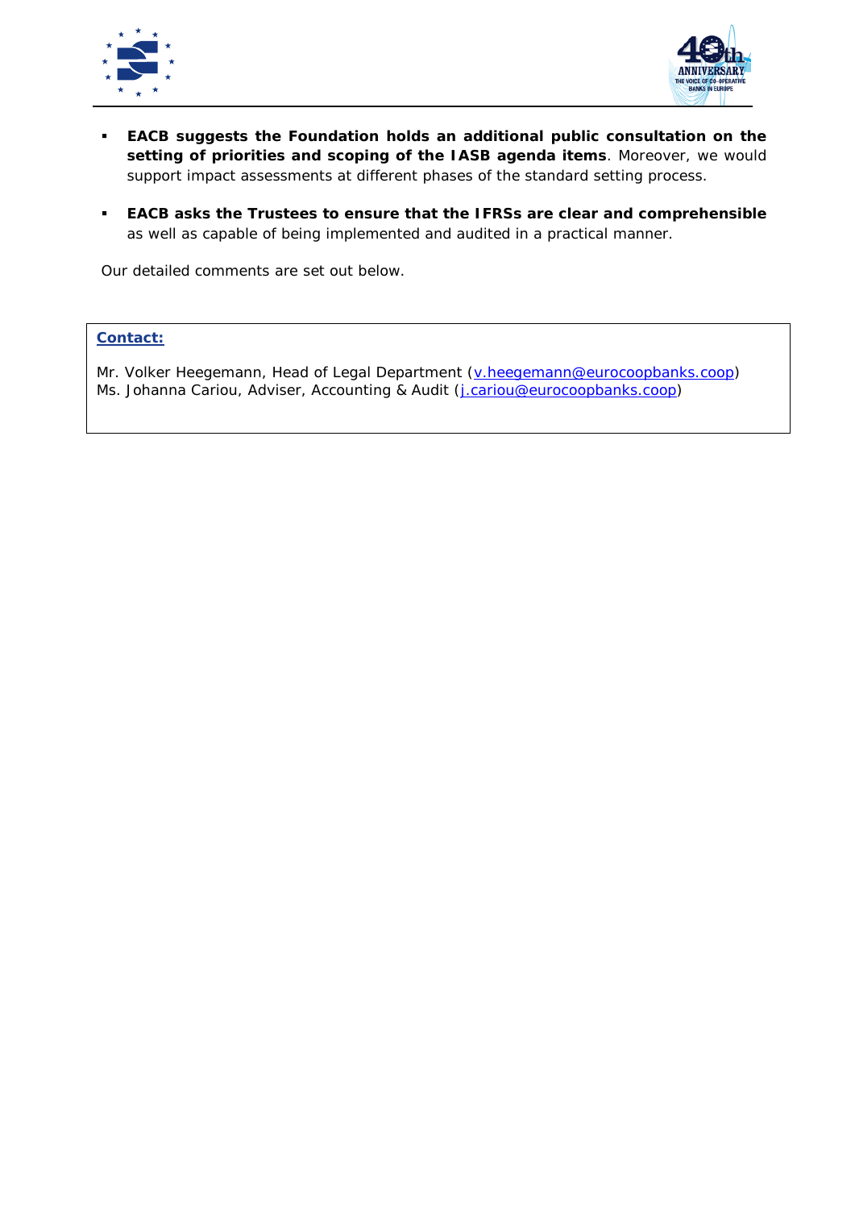- **EACB suggests the Foundation holds an additional public consultation on the setting of priorities and scoping of the IASB agenda items**. Moreover, we would support impact assessments at different phases of the standard setting process.

- **EACB asks the Trustees to ensure that the IFRSs are clear and comprehensible** as well as capable of being implemented and audited in a practical manner.

Our detailed comments are set out below.

**Contact:**

Mr. Volker Heegemann, Head of Legal Department (v.heegemann@eurocoopbanks.coop)
Ms. Johanna Cariou, Adviser, Accounting & Audit (j.cariou@eurocoopbanks.coop)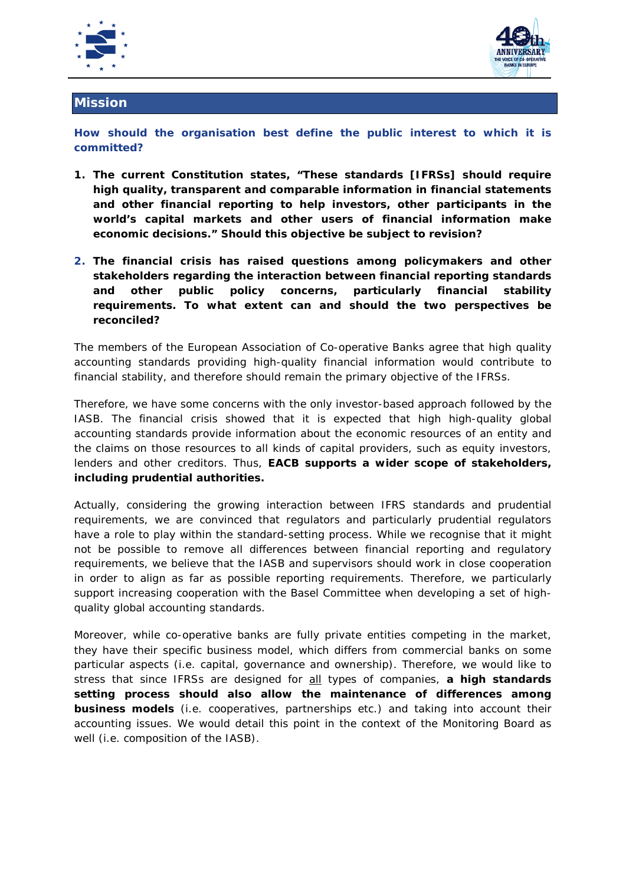## Mission

**How should the organisation best define the public interest to which it is committed?**

1. **The current Constitution states, "These standards [IFRSs] should require high quality, transparent and comparable information in financial statements and other financial reporting to help investors, other participants in the world's capital markets and other users of financial information make economic decisions." Should this objective be subject to revision?**

2. **The financial crisis has raised questions among policymakers and other stakeholders regarding the interaction between financial reporting standards and other public policy concerns, particularly financial stability requirements. To what extent can and should the two perspectives be reconciled?**

The members of the European Association of Co-operative Banks agree that high quality accounting standards providing high-quality financial information would contribute to financial stability, and therefore should remain the primary objective of the IFRSs.

Therefore, we have some concerns with the only investor-based approach followed by the IASB. The financial crisis showed that it is expected that high high-quality global accounting standards provide information about the economic resources of an entity and the claims on those resources to all kinds of capital providers, such as equity investors, lenders and other creditors. Thus, **EACB supports a wider scope of stakeholders, including prudential authorities.**

Actually, considering the growing interaction between IFRS standards and prudential requirements, we are convinced that regulators and particularly prudential regulators have a role to play within the standard-setting process. While we recognise that it might not be possible to remove all differences between financial reporting and regulatory requirements, we believe that the IASB and supervisors should work in close cooperation in order to align as far as possible reporting requirements. Therefore, we particularly support increasing cooperation with the Basel Committee when developing a set of high-quality global accounting standards.

Moreover, while co-operative banks are fully private entities competing in the market, they have their specific business model, which differs from commercial banks on some particular aspects (i.e. capital, governance and ownership). Therefore, we would like to stress that since IFRSs are designed for <u>all</u> types of companies, **a high standards setting process should also allow the maintenance of differences among business models** (i.e. cooperatives, partnerships etc.) and taking into account their accounting issues. We would detail this point in the context of the Monitoring Board as well (i.e. composition of the IASB).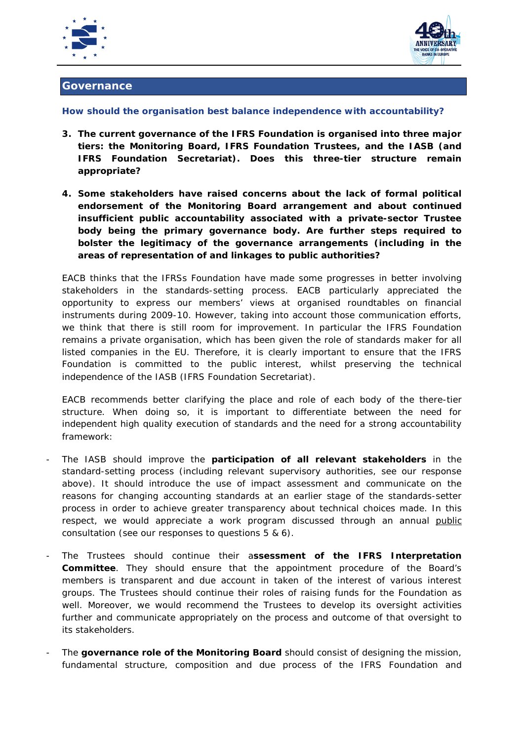## Governance

**How should the organisation best balance independence with accountability?**

3. **The current governance of the IFRS Foundation is organised into three major tiers: the Monitoring Board, IFRS Foundation Trustees, and the IASB (and IFRS Foundation Secretariat). Does this three-tier structure remain appropriate?**

4. **Some stakeholders have raised concerns about the lack of formal political endorsement of the Monitoring Board arrangement and about continued insufficient public accountability associated with a private-sector Trustee body being the primary governance body. Are further steps required to bolster the legitimacy of the governance arrangements (including in the areas of representation of and linkages to public authorities?**

EACB thinks that the IFRSs Foundation have made some progresses in better involving stakeholders in the standards-setting process. EACB particularly appreciated the opportunity to express our members' views at organised roundtables on financial instruments during 2009-10. However, taking into account those communication efforts, we think that there is still room for improvement. In particular the IFRS Foundation remains a private organisation, which has been given the role of standards maker for all listed companies in the EU. Therefore, it is clearly important to ensure that the IFRS Foundation is committed to the public interest, whilst preserving the technical independence of the IASB (IFRS Foundation Secretariat).

EACB recommends better clarifying the place and role of each body of the there-tier structure. When doing so, it is important to differentiate between the need for independent high quality execution of standards and the need for a strong accountability framework:

- The IASB should improve the **participation of all relevant stakeholders** in the standard-setting process (including relevant supervisory authorities, see our response above). It should introduce the use of impact assessment and communicate on the reasons for changing accounting standards at an earlier stage of the standards-setter process in order to achieve greater transparency about technical choices made. In this respect, we would appreciate a work program discussed through an annual public consultation (see our responses to questions 5 & 6).

- The Trustees should continue their a**ssessment of the IFRS Interpretation Committee**. They should ensure that the appointment procedure of the Board's members is transparent and due account in taken of the interest of various interest groups. The Trustees should continue their roles of raising funds for the Foundation as well. Moreover, we would recommend the Trustees to develop its oversight activities further and communicate appropriately on the process and outcome of that oversight to its stakeholders.

- The **governance role of the Monitoring Board** should consist of designing the mission, fundamental structure, composition and due process of the IFRS Foundation and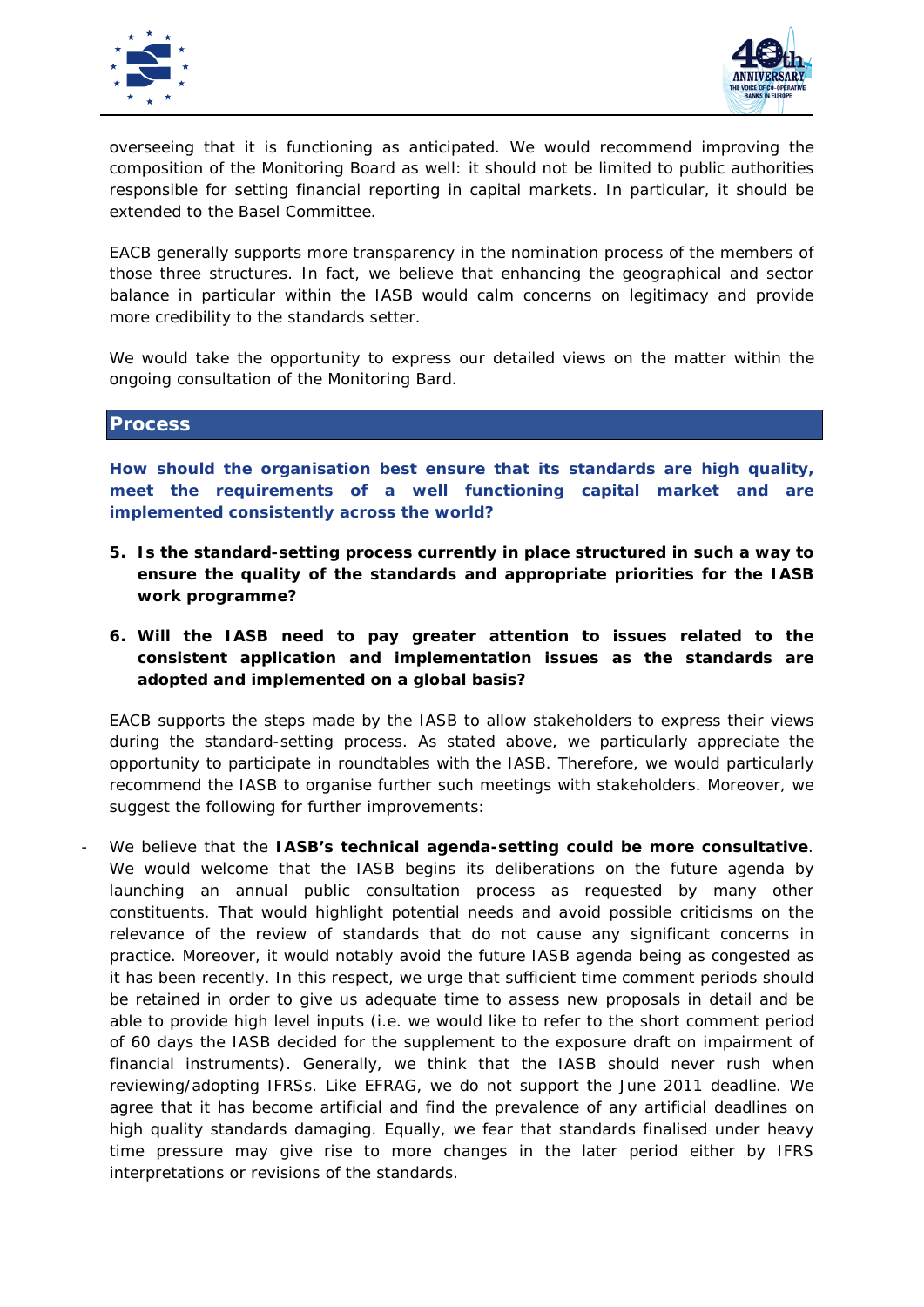overseeing that it is functioning as anticipated. We would recommend improving the composition of the Monitoring Board as well: it should not be limited to public authorities responsible for setting financial reporting in capital markets. In particular, it should be extended to the Basel Committee.

EACB generally supports more transparency in the nomination process of the members of those three structures. In fact, we believe that enhancing the geographical and sector balance in particular within the IASB would calm concerns on legitimacy and provide more credibility to the standards setter.

We would take the opportunity to express our detailed views on the matter within the ongoing consultation of the Monitoring Bard.

## Process

**How should the organisation best ensure that its standards are high quality, meet the requirements of a well functioning capital market and are implemented consistently across the world?**

5. **Is the standard-setting process currently in place structured in such a way to ensure the quality of the standards and appropriate priorities for the IASB work programme?**

6. **Will the IASB need to pay greater attention to issues related to the consistent application and implementation issues as the standards are adopted and implemented on a global basis?**

EACB supports the steps made by the IASB to allow stakeholders to express their views during the standard-setting process. As stated above, we particularly appreciate the opportunity to participate in roundtables with the IASB. Therefore, we would particularly recommend the IASB to organise further such meetings with stakeholders. Moreover, we suggest the following for further improvements:

- We believe that the **IASB's technical agenda-setting could be more consultative**. We would welcome that the IASB begins its deliberations on the future agenda by launching an annual public consultation process as requested by many other constituents. That would highlight potential needs and avoid possible criticisms on the relevance of the review of standards that do not cause any significant concerns in practice. Moreover, it would notably avoid the future IASB agenda being as congested as it has been recently. In this respect, we urge that sufficient time comment periods should be retained in order to give us adequate time to assess new proposals in detail and be able to provide high level inputs (i.e. we would like to refer to the short comment period of 60 days the IASB decided for the supplement to the exposure draft on impairment of financial instruments). Generally, we think that the IASB should never rush when reviewing/adopting IFRSs. Like EFRAG, we do not support the June 2011 deadline. We agree that it has become artificial and find the prevalence of any artificial deadlines on high quality standards damaging. Equally, we fear that standards finalised under heavy time pressure may give rise to more changes in the later period either by IFRS interpretations or revisions of the standards.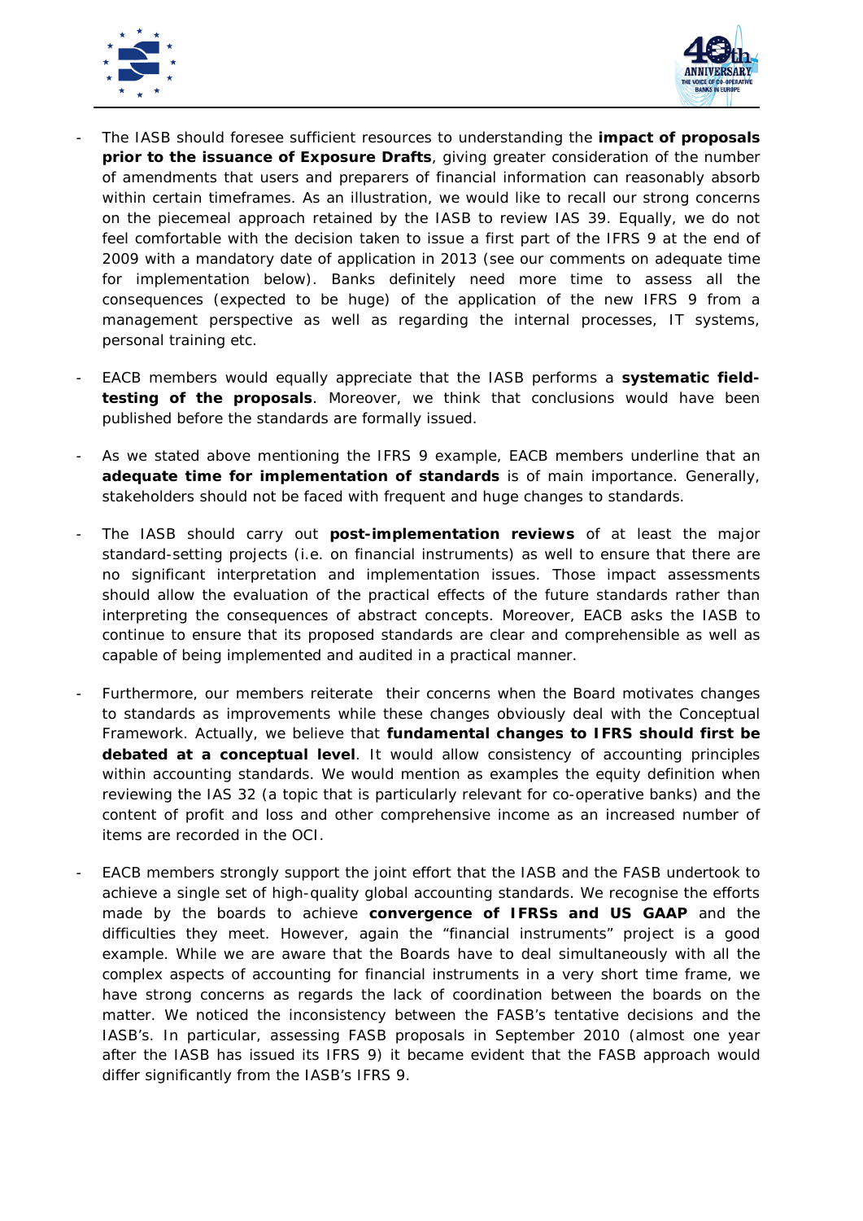- The IASB should foresee sufficient resources to understanding the **impact of proposals prior to the issuance of Exposure Drafts**, giving greater consideration of the number of amendments that users and preparers of financial information can reasonably absorb within certain timeframes. As an illustration, we would like to recall our strong concerns on the piecemeal approach retained by the IASB to review IAS 39. Equally, we do not feel comfortable with the decision taken to issue a first part of the IFRS 9 at the end of 2009 with a mandatory date of application in 2013 (see our comments on adequate time for implementation below). Banks definitely need more time to assess all the consequences (expected to be huge) of the application of the new IFRS 9 from a management perspective as well as regarding the internal processes, IT systems, personal training etc.

- EACB members would equally appreciate that the IASB performs a **systematic field-testing of the proposals**. Moreover, we think that conclusions would have been published before the standards are formally issued.

- As we stated above mentioning the IFRS 9 example, EACB members underline that an **adequate time for implementation of standards** is of main importance. Generally, stakeholders should not be faced with frequent and huge changes to standards.

- The IASB should carry out **post-implementation reviews** of at least the major standard-setting projects (i.e. on financial instruments) as well to ensure that there are no significant interpretation and implementation issues. Those impact assessments should allow the evaluation of the practical effects of the future standards rather than interpreting the consequences of abstract concepts. Moreover, EACB asks the IASB to continue to ensure that its proposed standards are clear and comprehensible as well as capable of being implemented and audited in a practical manner.

- Furthermore, our members reiterate their concerns when the Board motivates changes to standards as improvements while these changes obviously deal with the Conceptual Framework. Actually, we believe that **fundamental changes to IFRS should first be debated at a conceptual level**. It would allow consistency of accounting principles within accounting standards. We would mention as examples the equity definition when reviewing the IAS 32 (a topic that is particularly relevant for co-operative banks) and the content of profit and loss and other comprehensive income as an increased number of items are recorded in the OCI.

- EACB members strongly support the joint effort that the IASB and the FASB undertook to achieve a single set of high-quality global accounting standards. We recognise the efforts made by the boards to achieve **convergence of IFRSs and US GAAP** and the difficulties they meet. However, again the "financial instruments" project is a good example. While we are aware that the Boards have to deal simultaneously with all the complex aspects of accounting for financial instruments in a very short time frame, we have strong concerns as regards the lack of coordination between the boards on the matter. We noticed the inconsistency between the FASB's tentative decisions and the IASB's. In particular, assessing FASB proposals in September 2010 (almost one year after the IASB has issued its IFRS 9) it became evident that the FASB approach would differ significantly from the IASB's IFRS 9.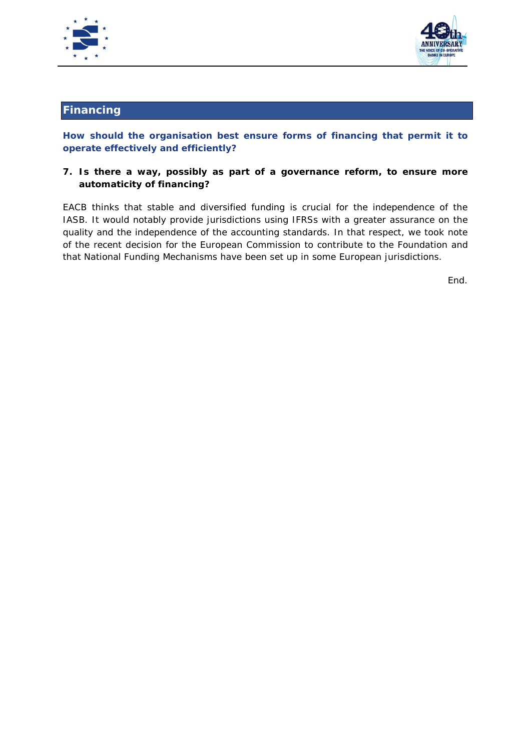## Financing

**How should the organisation best ensure forms of financing that permit it to operate effectively and efficiently?**

**7. Is there a way, possibly as part of a governance reform, to ensure more automaticity of financing?**

EACB thinks that stable and diversified funding is crucial for the independence of the IASB. It would notably provide jurisdictions using IFRSs with a greater assurance on the quality and the independence of the accounting standards. In that respect, we took note of the recent decision for the European Commission to contribute to the Foundation and that National Funding Mechanisms have been set up in some European jurisdictions.

End.